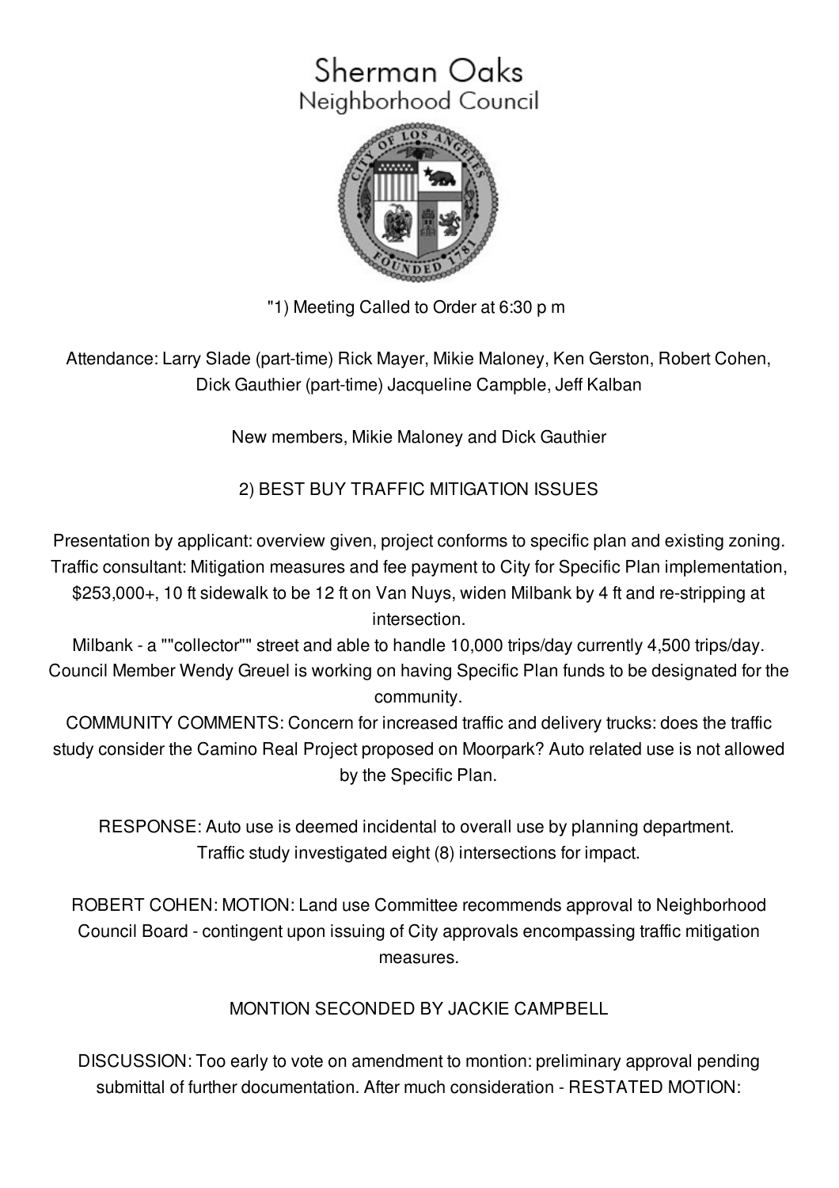# Sherman Oaks
## Neighborhood Council

"1) Meeting Called to Order at 6:30 p m

Attendance: Larry Slade (part-time) Rick Mayer, Mikie Maloney, Ken Gerston, Robert Cohen, Dick Gauthier (part-time) Jacqueline Campble, Jeff Kalban

New members, Mikie Maloney and Dick Gauthier

2) BEST BUY TRAFFIC MITIGATION ISSUES

Presentation by applicant: overview given, project conforms to specific plan and existing zoning. Traffic consultant: Mitigation measures and fee payment to City for Specific Plan implementation, $253,000+, 10 ft sidewalk to be 12 ft on Van Nuys, widen Milbank by 4 ft and re-stripping at intersection.
Milbank - a ""collector"" street and able to handle 10,000 trips/day currently 4,500 trips/day. Council Member Wendy Greuel is working on having Specific Plan funds to be designated for the community.
COMMUNITY COMMENTS: Concern for increased traffic and delivery trucks: does the traffic study consider the Camino Real Project proposed on Moorpark? Auto related use is not allowed by the Specific Plan.

RESPONSE: Auto use is deemed incidental to overall use by planning department. Traffic study investigated eight (8) intersections for impact.

ROBERT COHEN: MOTION: Land use Committee recommends approval to Neighborhood Council Board - contingent upon issuing of City approvals encompassing traffic mitigation measures.

MONTION SECONDED BY JACKIE CAMPBELL

DISCUSSION: Too early to vote on amendment to montion: preliminary approval pending submittal of further documentation. After much consideration - RESTATED MOTION: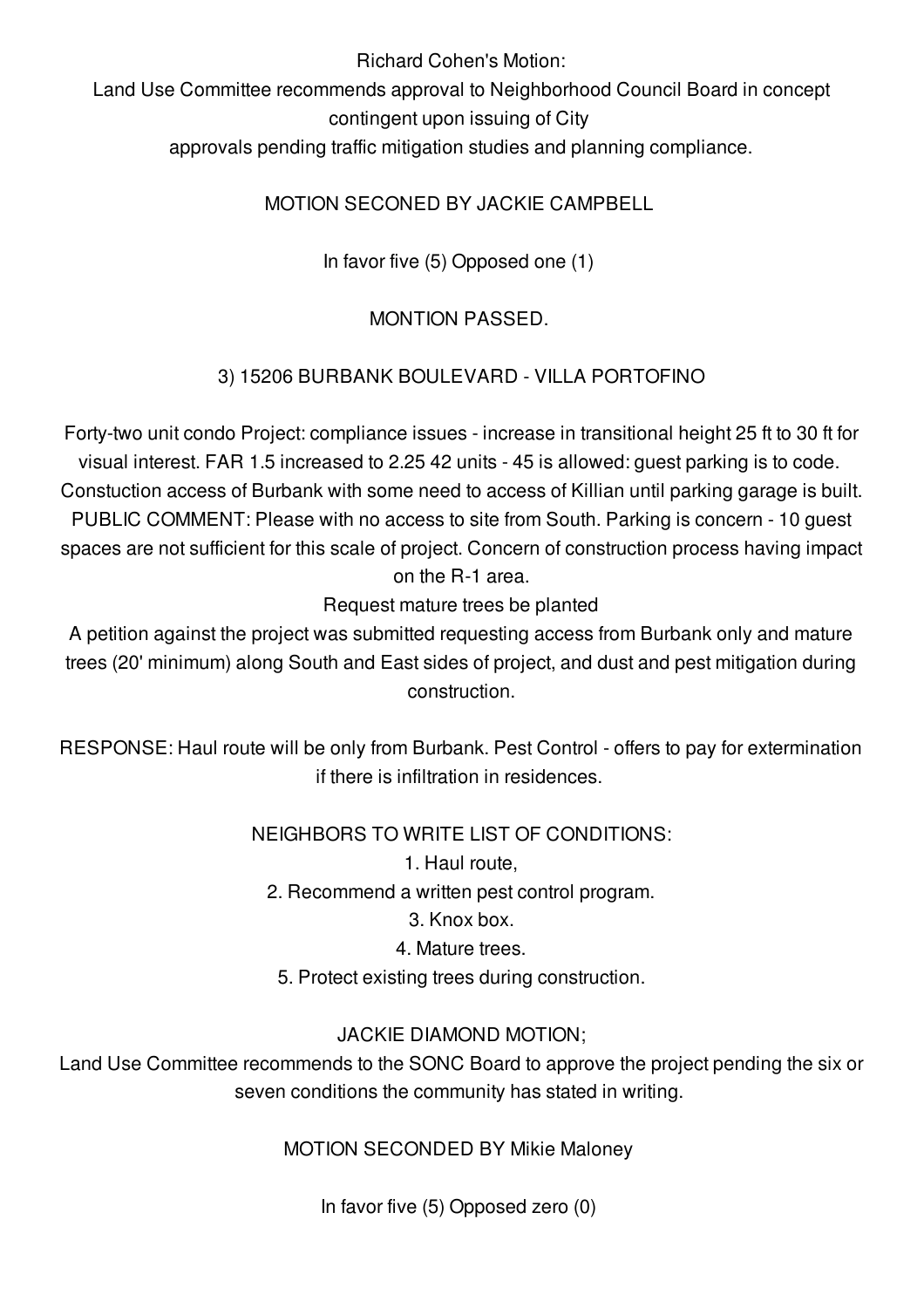Richard Cohen's Motion:

Land Use Committee recommends approval to Neighborhood Council Board in concept contingent upon issuing of City approvals pending traffic mitigation studies and planning compliance.

MOTION SECONED BY JACKIE CAMPBELL

In favor five (5) Opposed one (1)

MONTION PASSED.

3) 15206 BURBANK BOULEVARD - VILLA PORTOFINO

Forty-two unit condo Project: compliance issues - increase in transitional height 25 ft to 30 ft for visual interest. FAR 1.5 increased to 2.25 42 units - 45 is allowed: guest parking is to code. Constuction access of Burbank with some need to access of Killian until parking garage is built.
PUBLIC COMMENT: Please with no access to site from South. Parking is concern - 10 guest spaces are not sufficient for this scale of project. Concern of construction process having impact on the R-1 area.
Request mature trees be planted
A petition against the project was submitted requesting access from Burbank only and mature trees (20' minimum) along South and East sides of project, and dust and pest mitigation during construction.

RESPONSE: Haul route will be only from Burbank. Pest Control - offers to pay for extermination if there is infiltration in residences.

NEIGHBORS TO WRITE LIST OF CONDITIONS:

1. Haul route,
2. Recommend a written pest control program.
3. Knox box.
4. Mature trees.
5. Protect existing trees during construction.

JACKIE DIAMOND MOTION;

Land Use Committee recommends to the SONC Board to approve the project pending the six or seven conditions the community has stated in writing.

MOTION SECONDED BY Mikie Maloney

In favor five (5) Opposed zero (0)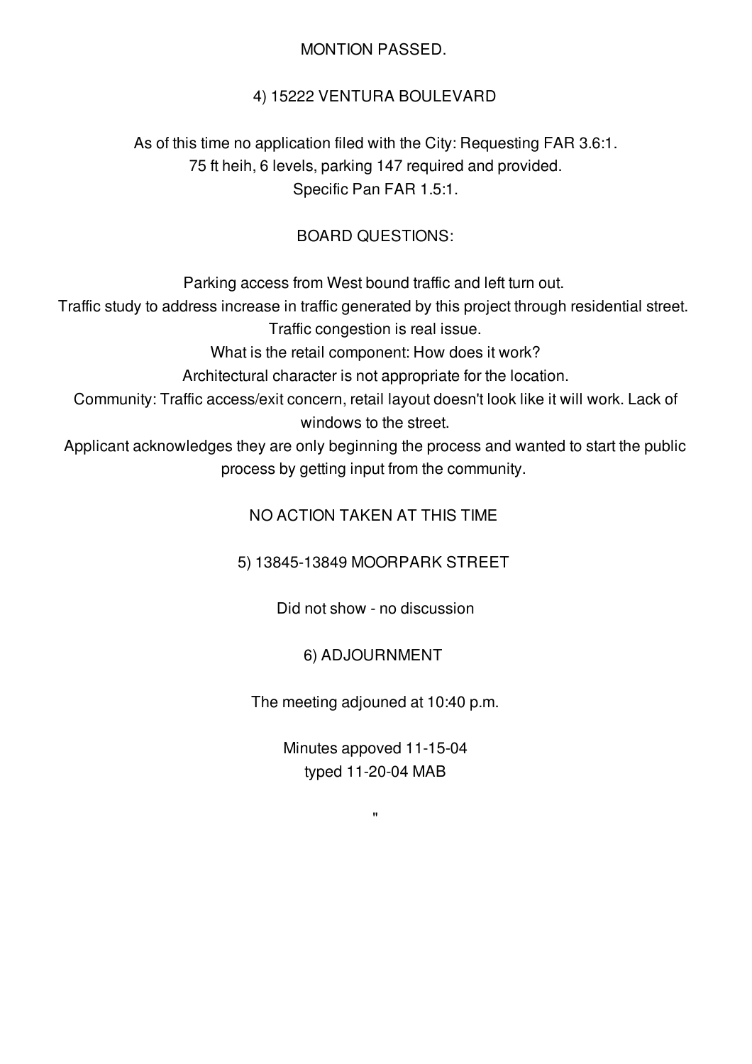MONTION PASSED.

4) 15222 VENTURA BOULEVARD

As of this time no application filed with the City: Requesting FAR 3.6:1.
75 ft heih, 6 levels, parking 147 required and provided.
Specific Pan FAR 1.5:1.

BOARD QUESTIONS:

Parking access from West bound traffic and left turn out.
Traffic study to address increase in traffic generated by this project through residential street.
Traffic congestion is real issue.
What is the retail component: How does it work?
Architectural character is not appropriate for the location.
Community: Traffic access/exit concern, retail layout doesn't look like it will work. Lack of windows to the street.
Applicant acknowledges they are only beginning the process and wanted to start the public process by getting input from the community.

NO ACTION TAKEN AT THIS TIME

5) 13845-13849 MOORPARK STREET

Did not show - no discussion

6) ADJOURNMENT

The meeting adjouned at 10:40 p.m.

Minutes appoved 11-15-04
typed 11-20-04 MAB

"